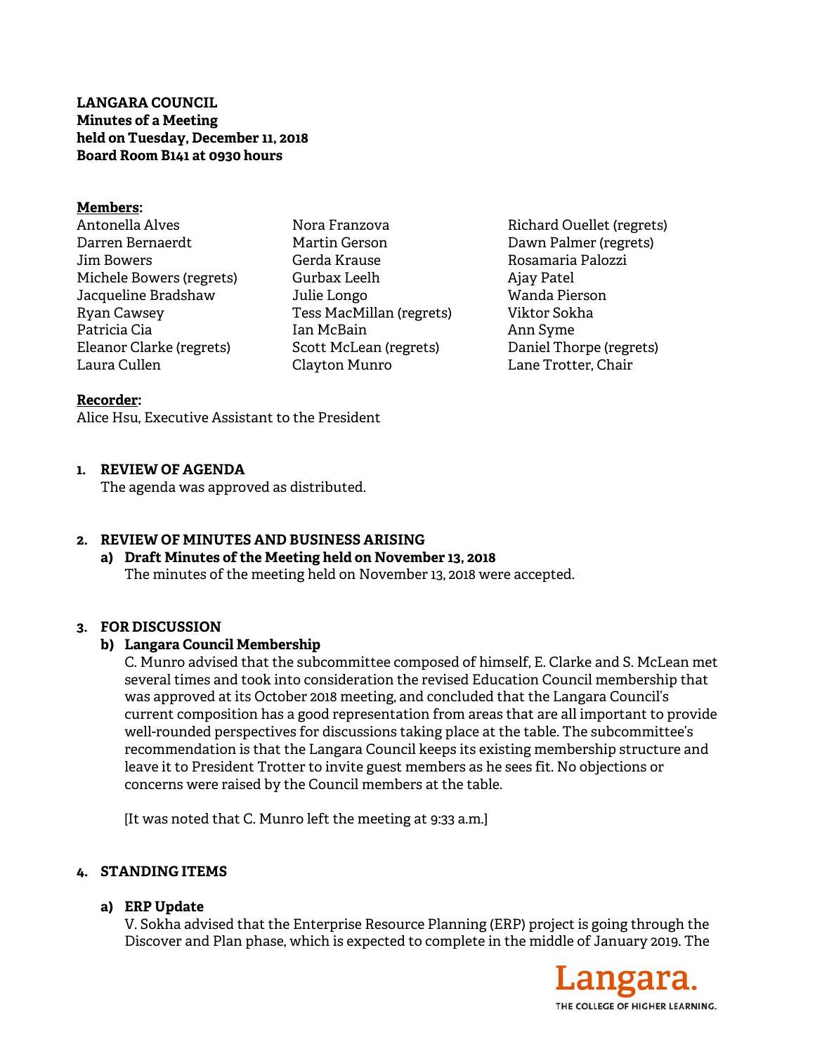**LANGARA COUNCIL**
**Minutes of a Meeting**
**held on Tuesday, December 11, 2018**
**Board Room B141 at 0930 hours**

**Members:**

Antonella Alves
Darren Bernaerdt
Jim Bowers
Michele Bowers (regrets)
Jacqueline Bradshaw
Ryan Cawsey
Patricia Cia
Eleanor Clarke (regrets)
Laura Cullen
Nora Franzova
Martin Gerson
Gerda Krause
Gurbax Leelh
Julie Longo
Tess MacMillan (regrets)
Ian McBain
Scott McLean (regrets)
Clayton Munro
Richard Ouellet (regrets)
Dawn Palmer (regrets)
Rosamaria Palozzi
Ajay Patel
Wanda Pierson
Viktor Sokha
Ann Syme
Daniel Thorpe (regrets)
Lane Trotter, Chair

**Recorder:**

Alice Hsu, Executive Assistant to the President

## 1. REVIEW OF AGENDA

The agenda was approved as distributed.

## 2. REVIEW OF MINUTES AND BUSINESS ARISING

### a) Draft Minutes of the Meeting held on November 13, 2018

The minutes of the meeting held on November 13, 2018 were accepted.

## 3. FOR DISCUSSION

### b) Langara Council Membership

C. Munro advised that the subcommittee composed of himself, E. Clarke and S. McLean met several times and took into consideration the revised Education Council membership that was approved at its October 2018 meeting, and concluded that the Langara Council's current composition has a good representation from areas that are all important to provide well-rounded perspectives for discussions taking place at the table. The subcommittee's recommendation is that the Langara Council keeps its existing membership structure and leave it to President Trotter to invite guest members as he sees fit. No objections or concerns were raised by the Council members at the table.

[It was noted that C. Munro left the meeting at 9:33 a.m.]

## 4. STANDING ITEMS

### a) ERP Update

V. Sokha advised that the Enterprise Resource Planning (ERP) project is going through the Discover and Plan phase, which is expected to complete in the middle of January 2019. The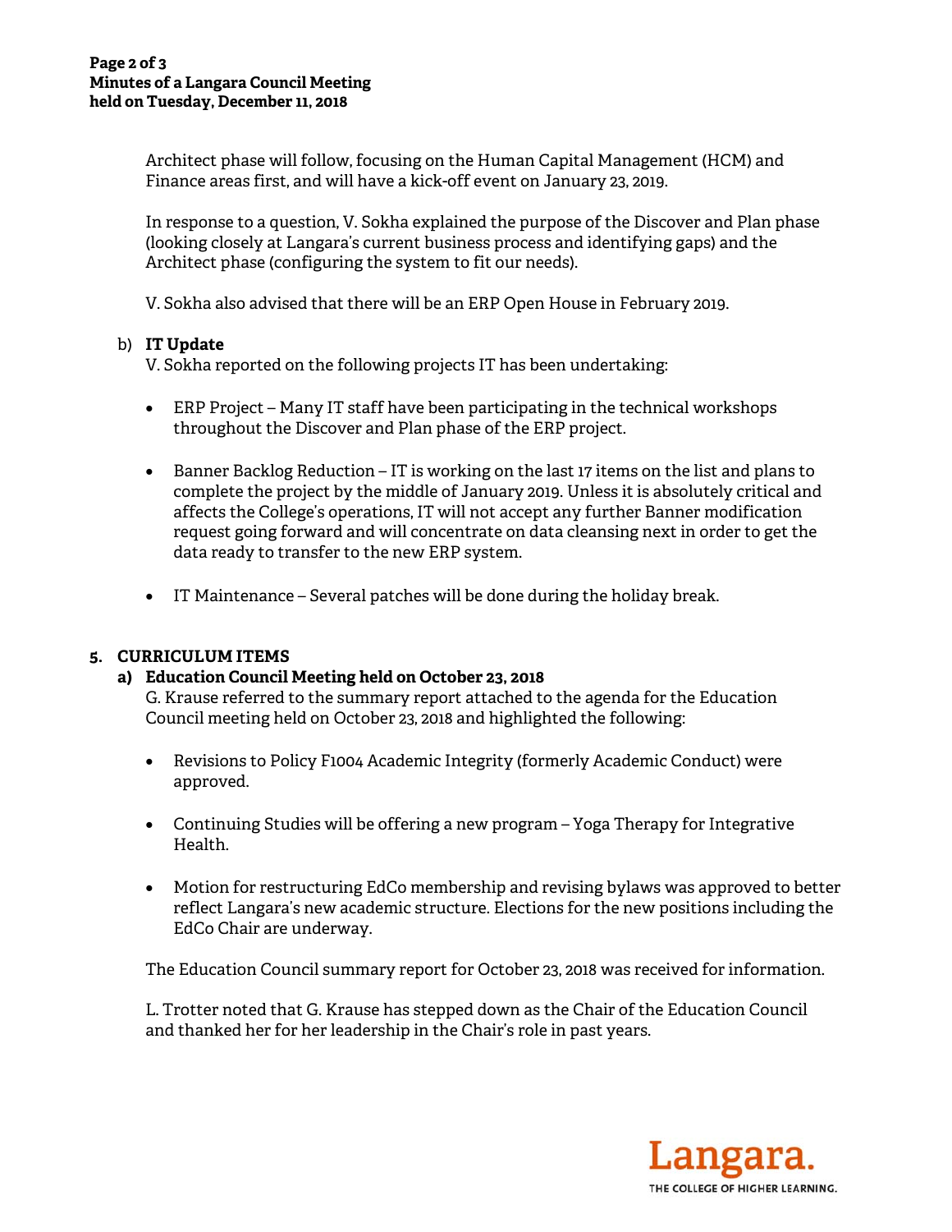Architect phase will follow, focusing on the Human Capital Management (HCM) and Finance areas first, and will have a kick-off event on January 23, 2019.

In response to a question, V. Sokha explained the purpose of the Discover and Plan phase (looking closely at Langara's current business process and identifying gaps) and the Architect phase (configuring the system to fit our needs).

V. Sokha also advised that there will be an ERP Open House in February 2019.

b) **IT Update**

V. Sokha reported on the following projects IT has been undertaking:

- ERP Project – Many IT staff have been participating in the technical workshops throughout the Discover and Plan phase of the ERP project.

- Banner Backlog Reduction – IT is working on the last 17 items on the list and plans to complete the project by the middle of January 2019. Unless it is absolutely critical and affects the College's operations, IT will not accept any further Banner modification request going forward and will concentrate on data cleansing next in order to get the data ready to transfer to the new ERP system.

- IT Maintenance – Several patches will be done during the holiday break.

## 5. CURRICULUM ITEMS

### a) Education Council Meeting held on October 23, 2018

G. Krause referred to the summary report attached to the agenda for the Education Council meeting held on October 23, 2018 and highlighted the following:

- Revisions to Policy F1004 Academic Integrity (formerly Academic Conduct) were approved.

- Continuing Studies will be offering a new program – Yoga Therapy for Integrative Health.

- Motion for restructuring EdCo membership and revising bylaws was approved to better reflect Langara's new academic structure. Elections for the new positions including the EdCo Chair are underway.

The Education Council summary report for October 23, 2018 was received for information.

L. Trotter noted that G. Krause has stepped down as the Chair of the Education Council and thanked her for her leadership in the Chair's role in past years.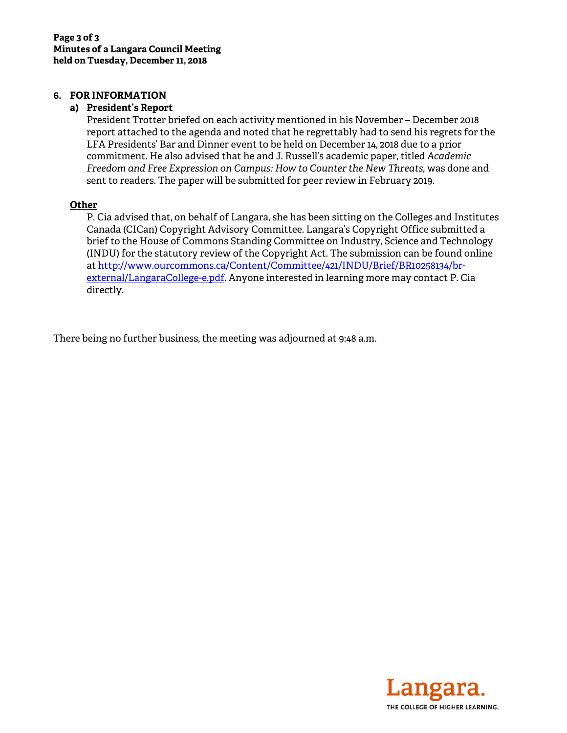## 6. FOR INFORMATION

### a) President's Report

President Trotter briefed on each activity mentioned in his November – December 2018 report attached to the agenda and noted that he regrettably had to send his regrets for the LFA Presidents' Bar and Dinner event to be held on December 14, 2018 due to a prior commitment. He also advised that he and J. Russell's academic paper, titled *Academic Freedom and Free Expression on Campus: How to Counter the New Threats*, was done and sent to readers. The paper will be submitted for peer review in February 2019.

### Other

P. Cia advised that, on behalf of Langara, she has been sitting on the Colleges and Institutes Canada (CICan) Copyright Advisory Committee. Langara's Copyright Office submitted a brief to the House of Commons Standing Committee on Industry, Science and Technology (INDU) for the statutory review of the Copyright Act. The submission can be found online at [http://www.ourcommons.ca/Content/Committee/421/INDU/Brief/BR10258134/br-external/LangaraCollege-e.pdf](http://www.ourcommons.ca/Content/Committee/421/INDU/Brief/BR10258134/br-external/LangaraCollege-e.pdf). Anyone interested in learning more may contact P. Cia directly.

There being no further business, the meeting was adjourned at 9:48 a.m.

Langara.
THE COLLEGE OF HIGHER LEARNING.